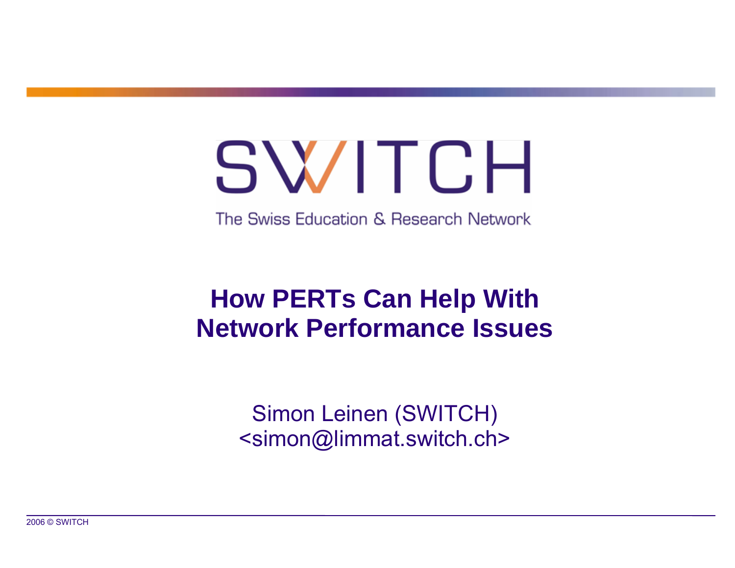SWITCH

The Swiss Education & Research Network

# How PERTs Can Help With Network Performance Issues

Simon Leinen (SWITCH)
<simon@limmat.switch.ch>

2006 © SWITCH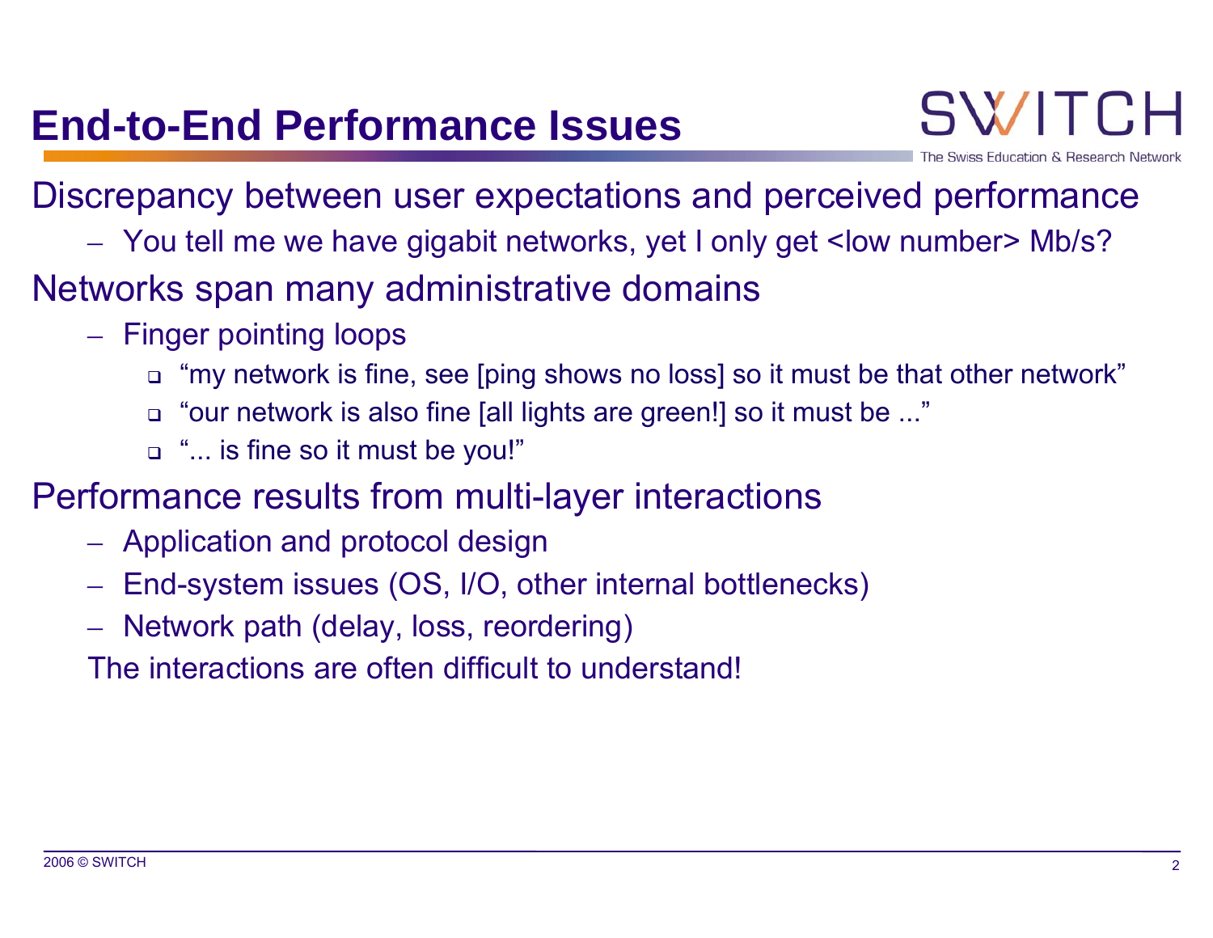# End-to-End Performance Issues

Discrepancy between user expectations and perceived performance

- You tell me we have gigabit networks, yet I only get <low number> Mb/s?

Networks span many administrative domains

- Finger pointing loops
  - "my network is fine, see [ping shows no loss] so it must be that other network"
  - "our network is also fine [all lights are green!] so it must be ..."
  - "... is fine so it must be you!"

Performance results from multi-layer interactions

- Application and protocol design
- End-system issues (OS, I/O, other internal bottlenecks)
- Network path (delay, loss, reordering)

The interactions are often difficult to understand!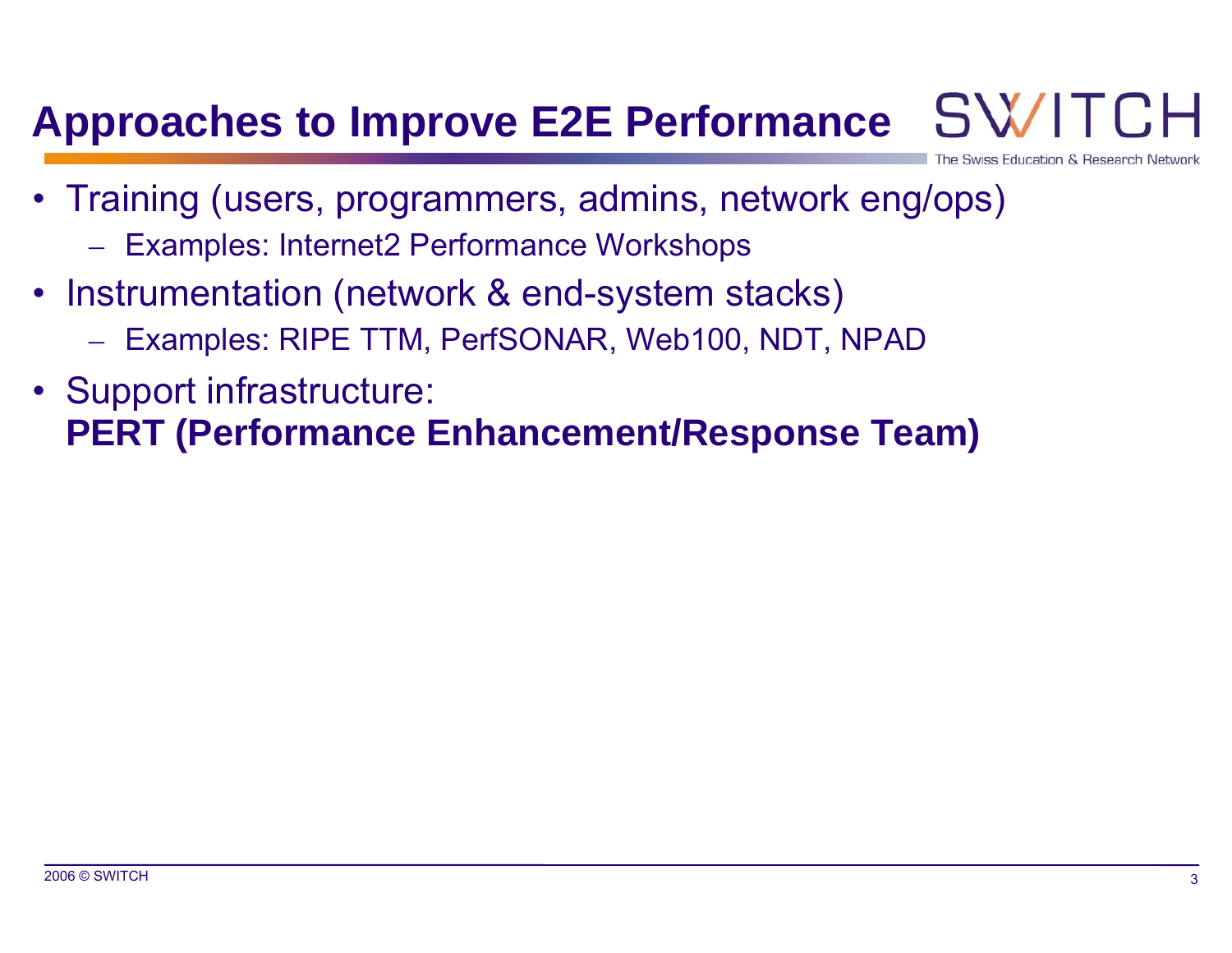# Approaches to Improve E2E Performance

- Training (users, programmers, admins, network eng/ops)
  - Examples: Internet2 Performance Workshops
- Instrumentation (network & end-system stacks)
  - Examples: RIPE TTM, PerfSONAR, Web100, NDT, NPAD
- Support infrastructure:
  **PERT (Performance Enhancement/Response Team)**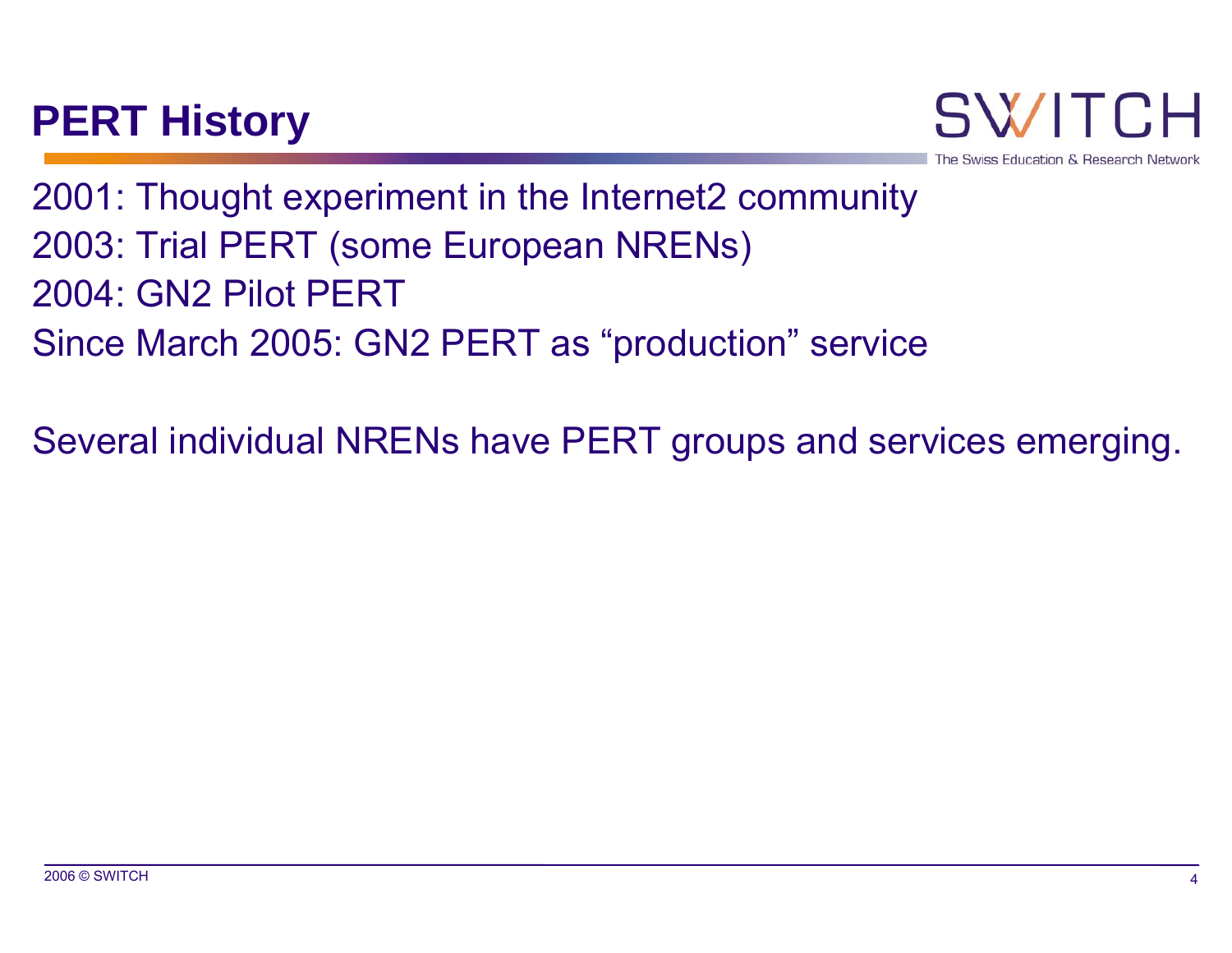# PERT History

2001: Thought experiment in the Internet2 community
2003: Trial PERT (some European NRENs)
2004: GN2 Pilot PERT
Since March 2005: GN2 PERT as "production" service

Several individual NRENs have PERT groups and services emerging.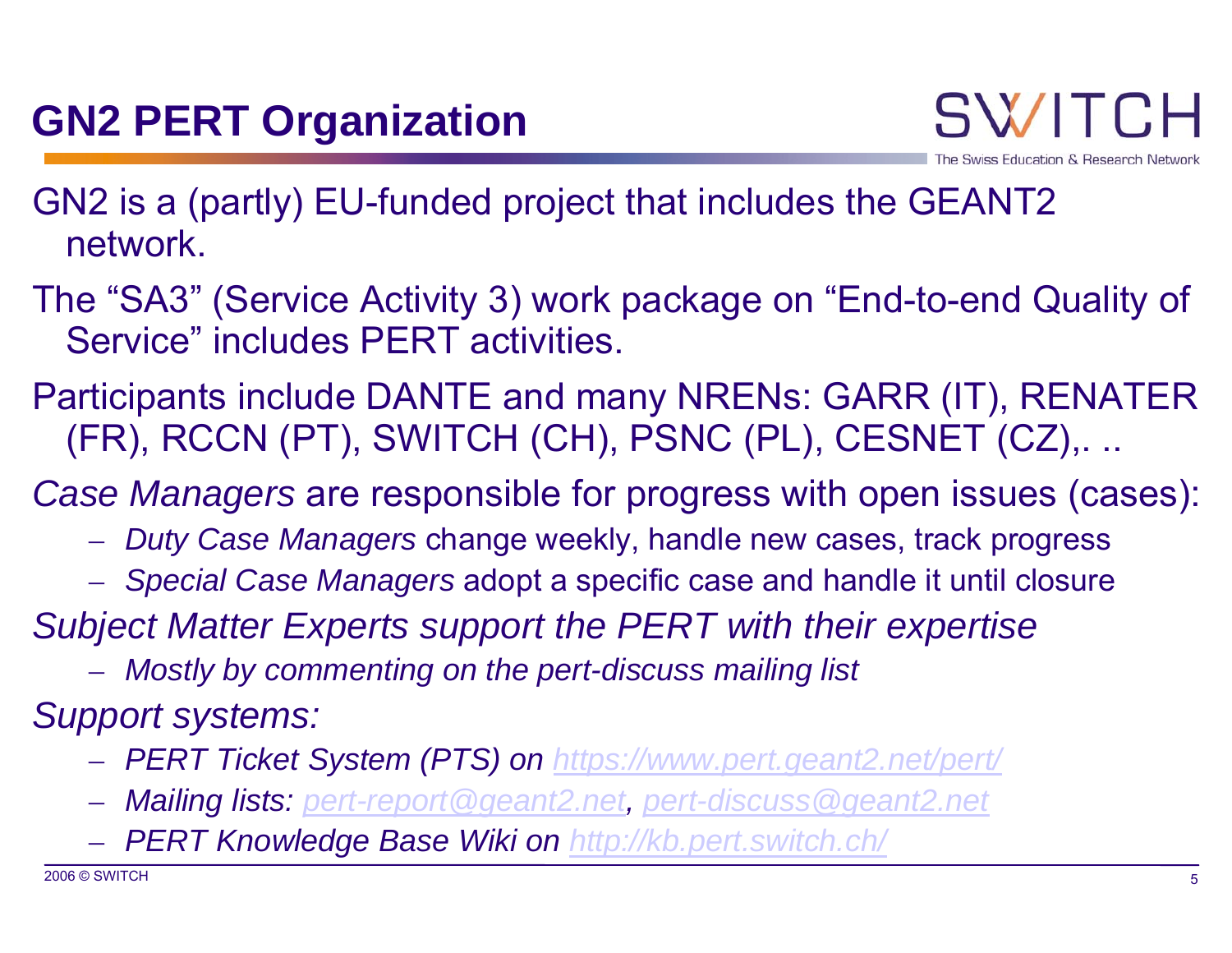# GN2 PERT Organization

GN2 is a (partly) EU-funded project that includes the GEANT2 network.

The "SA3" (Service Activity 3) work package on "End-to-end Quality of Service" includes PERT activities.

Participants include DANTE and many NRENs: GARR (IT), RENATER (FR), RCCN (PT), SWITCH (CH), PSNC (PL), CESNET (CZ),. ..

*Case Managers* are responsible for progress with open issues (cases):

- *Duty Case Managers* change weekly, handle new cases, track progress
- *Special Case Managers* adopt a specific case and handle it until closure

*Subject Matter Experts support the PERT with their expertise*

- *Mostly by commenting on the pert-discuss mailing list*

*Support systems:*

- *PERT Ticket System (PTS) on https://www.pert.geant2.net/pert/*
- *Mailing lists: pert-report@geant2.net, pert-discuss@geant2.net*
- *PERT Knowledge Base Wiki on http://kb.pert.switch.ch/*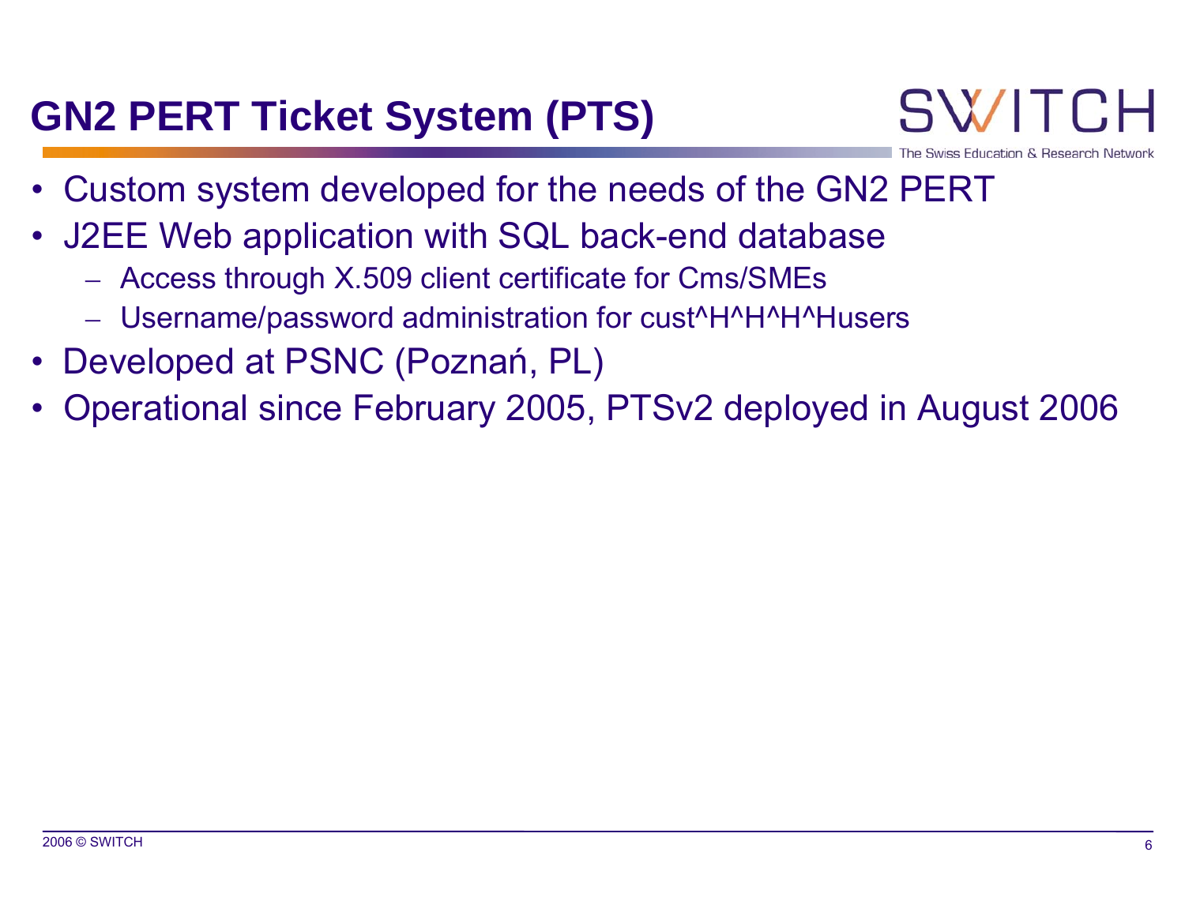# GN2 PERT Ticket System (PTS)

- Custom system developed for the needs of the GN2 PERT
- J2EE Web application with SQL back-end database
  - Access through X.509 client certificate for Cms/SMEs
  - Username/password administration for cust^H^H^H^Husers
- Developed at PSNC (Poznań, PL)
- Operational since February 2005, PTSv2 deployed in August 2006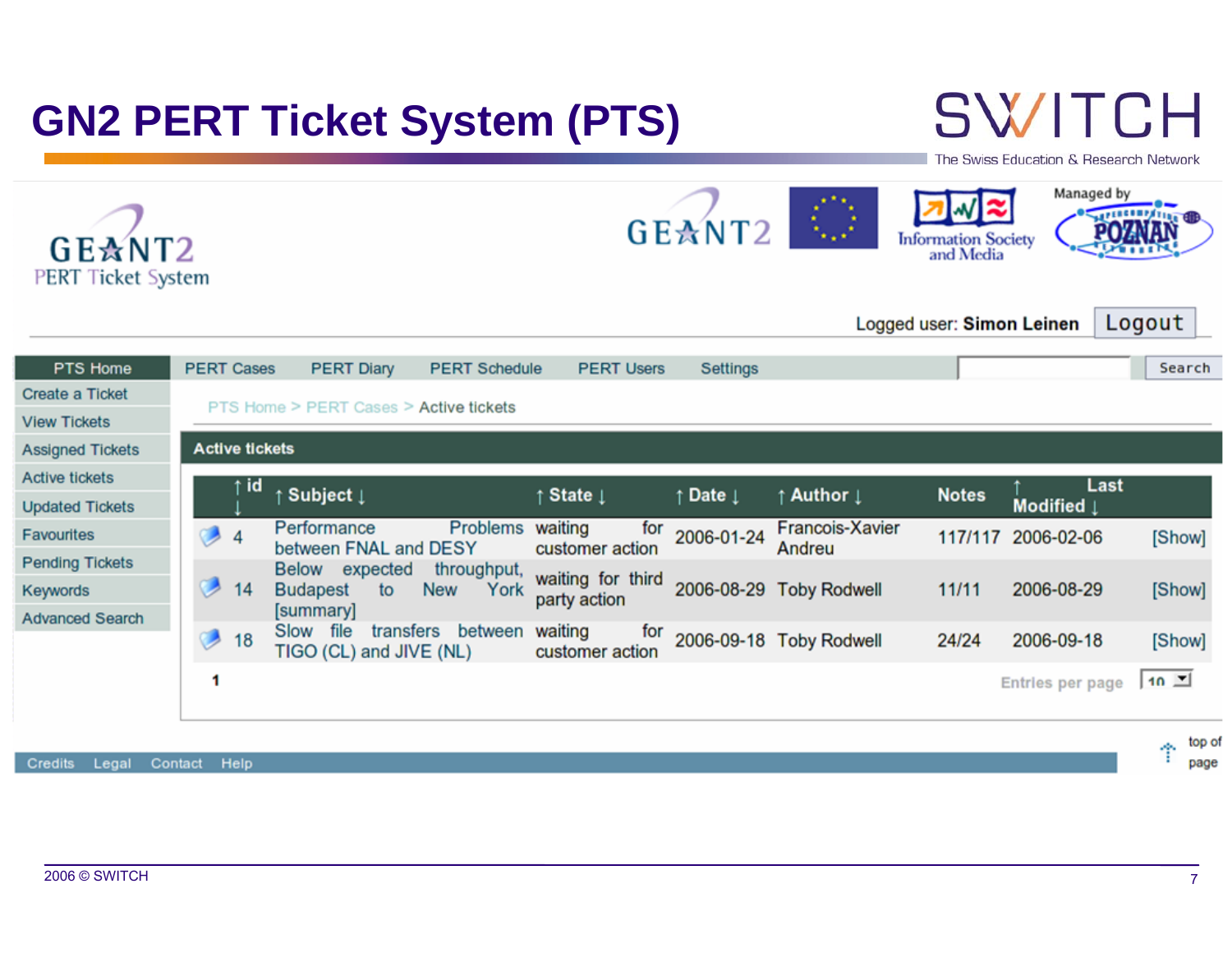# GN2 PERT Ticket System (PTS)

SWITCH
The Swiss Education & Research Network

GÉANT2
PERT Ticket System

GÉANT2 | Information Society and Media | Managed by POZNAN

Logged user: **Simon Leinen** Logout

PTS Home | PERT Cases | PERT Diary | PERT Schedule | PERT Users | Settings | Search

- Create a Ticket
- View Tickets
- Assigned Tickets
- Active tickets
- Updated Tickets
- Favourites
- Pending Tickets
- Keywords
- Advanced Search

PTS Home > PERT Cases > Active tickets

**Active tickets**

| ↑ id ↓ | ↑ Subject ↓ | ↑ State ↓ | ↑ Date ↓ | ↑ Author ↓ | Notes | ↑ Last Modified ↓ | |
|---|---|---|---|---|---|---|---|
| 4 | Performance Problems between FNAL and DESY | waiting for customer action | 2006-01-24 | Francois-Xavier Andreu | 117/117 | 2006-02-06 | [Show] |
| 14 | Below expected throughput, Budapest to New York [summary] | waiting for third party action | 2006-08-29 | Toby Rodwell | 11/11 | 2006-08-29 | [Show] |
| 18 | Slow file transfers between TIGO (CL) and JIVE (NL) | waiting for customer action | 2006-09-18 | Toby Rodwell | 24/24 | 2006-09-18 | [Show] |

1 Entries per page 10

Credits Legal Contact Help top of page

2006 © SWITCH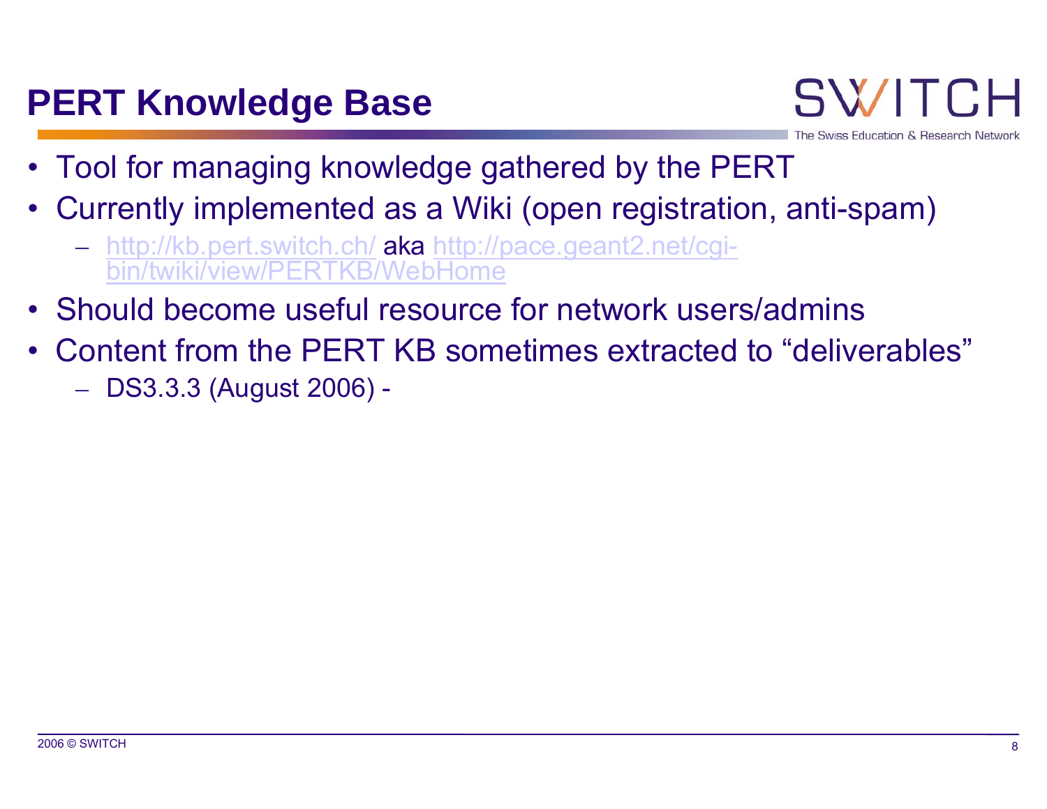# PERT Knowledge Base

- Tool for managing knowledge gathered by the PERT
- Currently implemented as a Wiki (open registration, anti-spam)
  - http://kb.pert.switch.ch/ aka http://pace.geant2.net/cgi-bin/twiki/view/PERTKB/WebHome
- Should become useful resource for network users/admins
- Content from the PERT KB sometimes extracted to "deliverables"
  - DS3.3.3 (August 2006) -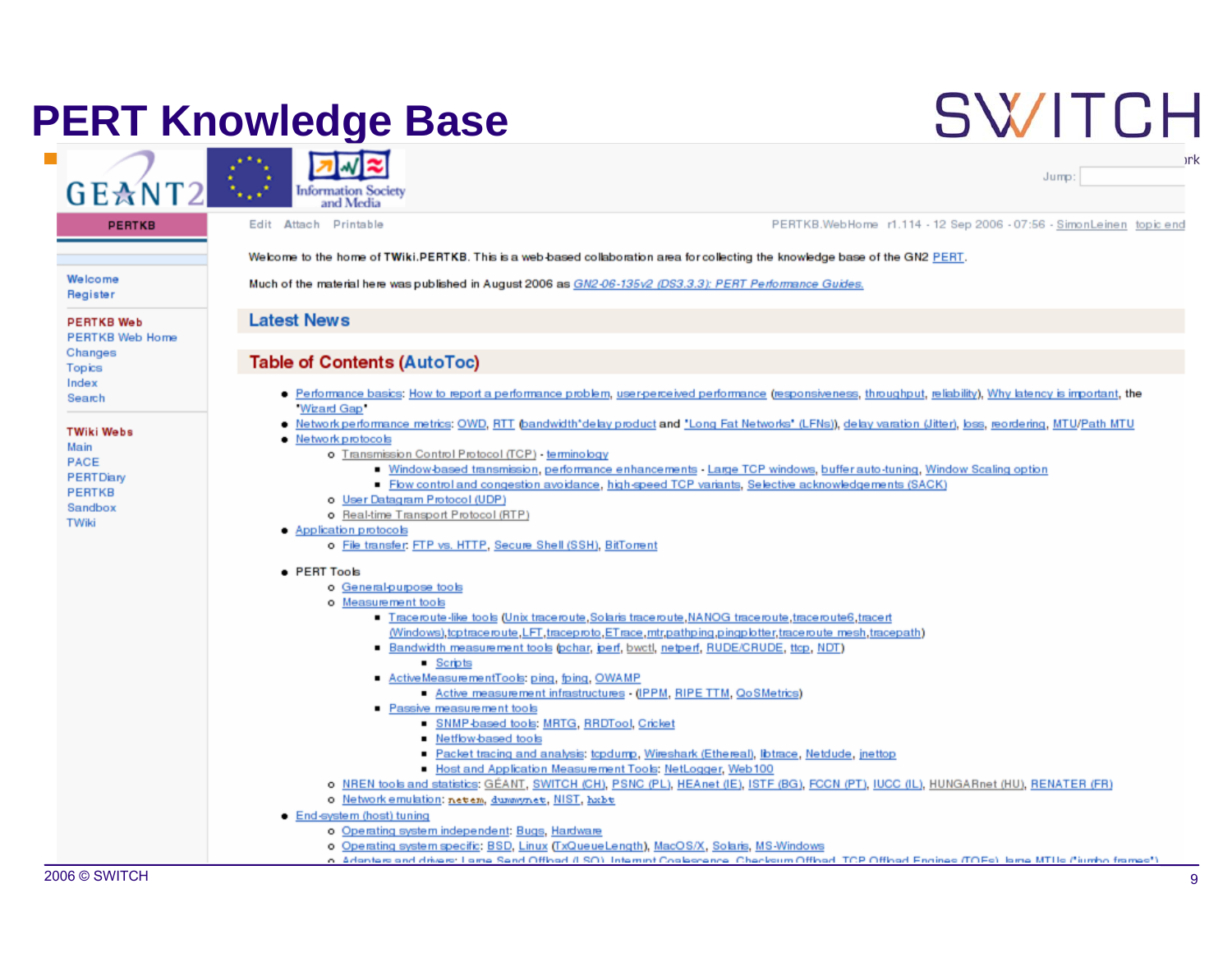# PERT Knowledge Base

PERTKB

Edit Attach Printable

PERTKB.WebHome r1.114 - 12 Sep 2006 - 07:56 - SimonLeinen topic end

Jump:

Welcome
Register

PERTKB Web
PERTKB Web Home
Changes
Topics
Index
Search

TWiki Webs
Main
PACE
PERTDiary
PERTKB
Sandbox
TWiki

Welcome to the home of TWiki.PERTKB. This is a web-based collaboration area for collecting the knowledge base of the GN2 PERT.

Much of the material here was published in August 2006 as *GN2-06-135v2 (DS3.3.3): PERT Performance Guides.*

## Latest News

## Table of Contents (AutoToc)

- Performance basics: How to report a performance problem, user-perceived performance (responsiveness, throughput, reliability), Why latency is important, the "Wizard Gap"
- Network performance metrics: OWD, RTT (bandwidth*delay product and "Long Fat Networks" (LFNs)), delay variation (Jitter), loss, reordering, MTU/Path MTU
- Network protocols
  - Transmission Control Protocol (TCP) - terminology
    - Window-based transmission, performance enhancements - Large TCP windows, buffer auto-tuning, Window Scaling option
    - Flow control and congestion avoidance, high-speed TCP variants, Selective acknowledgements (SACK)
  - User Datagram Protocol (UDP)
  - Real-time Transport Protocol (RTP)
- Application protocols
  - File transfer: FTP vs. HTTP, Secure Shell (SSH), BitTorrent
- PERT Tools
  - General-purpose tools
  - Measurement tools
    - Traceroute-like tools (Unix traceroute, Solaris traceroute, NANOG traceroute, traceroute6, tracert (Windows), tcptraceroute, LFT, traceproto, ETrace, mtr, pathping, pingplotter, traceroute mesh, tracepath)
    - Bandwidth measurement tools (pchar, iperf, bwctl, netperf, RUDE/CRUDE, ttcp, NDT)
      - Scripts
    - ActiveMeasurementTools: ping, fping, OWAMP
      - Active measurement infrastructures - (IPPM, RIPE TTM, QoSMetrics)
    - Passive measurement tools
      - SNMP-based tools: MRTG, RRDTool, Cricket
      - Netflow-based tools
      - Packet tracing and analysis: tcpdump, Wireshark (Ethereal), libtrace, Netdude, jnettop
      - Host and Application Measurement Tools: NetLogger, Web100
  - NREN tools and statistics: GÉANT, SWITCH (CH), PSNC (PL), HEAnet (IE), ISTF (BG), FCCN (PT), IUCC (IL), HUNGARnet (HU), RENATER (FR)
  - Network emulation: netem, dummynet, NIST, hxbt
- End-system (host) tuning
  - Operating system independent: Bugs, Hardware
  - Operating system specific: BSD, Linux (TxQueueLength), MacOS/X, Solaris, MS-Windows
  - Adapters and drivers: Large Send Offload (LSO), Interrupt Coalescence, Checksum Offload, TCP Offload Engines (TOEs), large MTUs ("jumbo frames")

2006 © SWITCH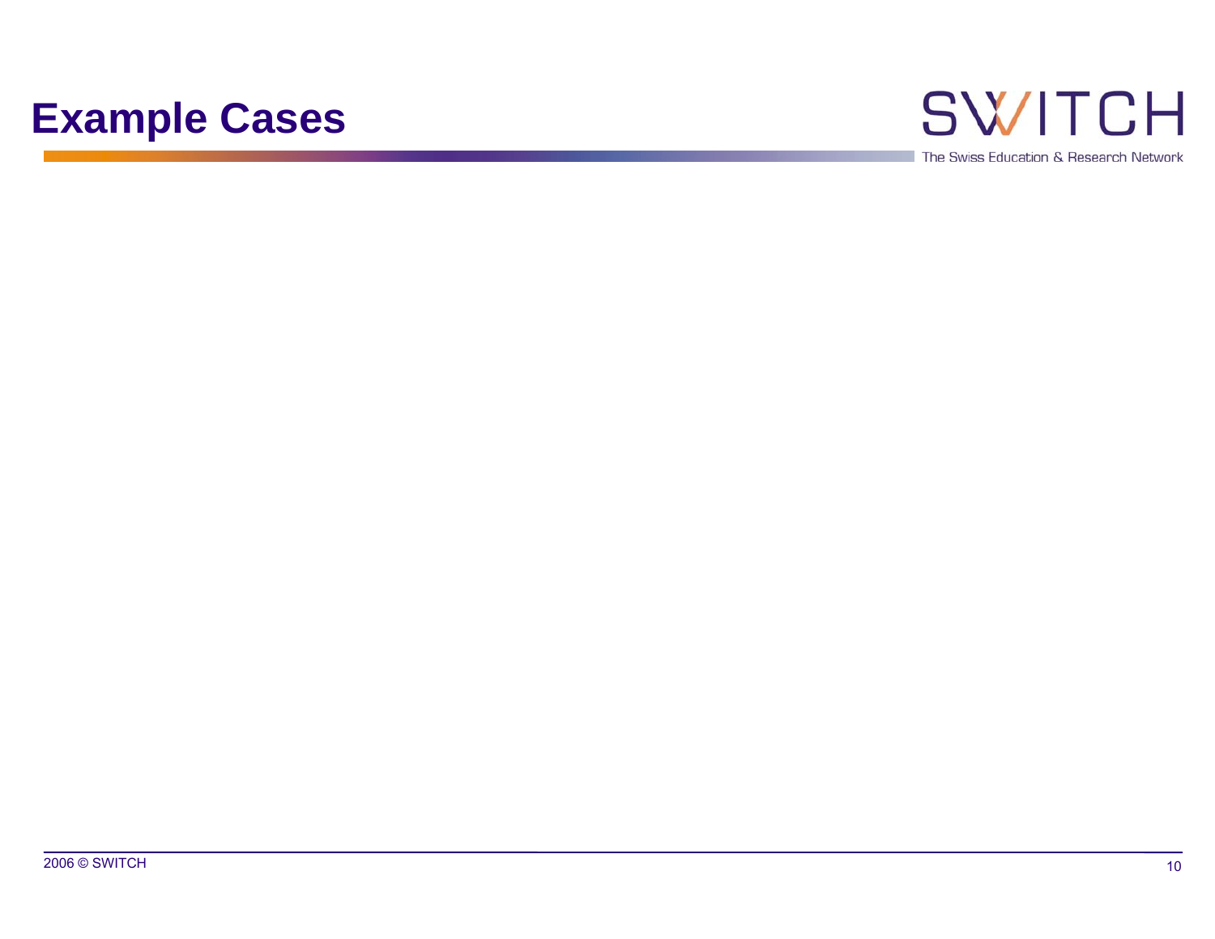# Example Cases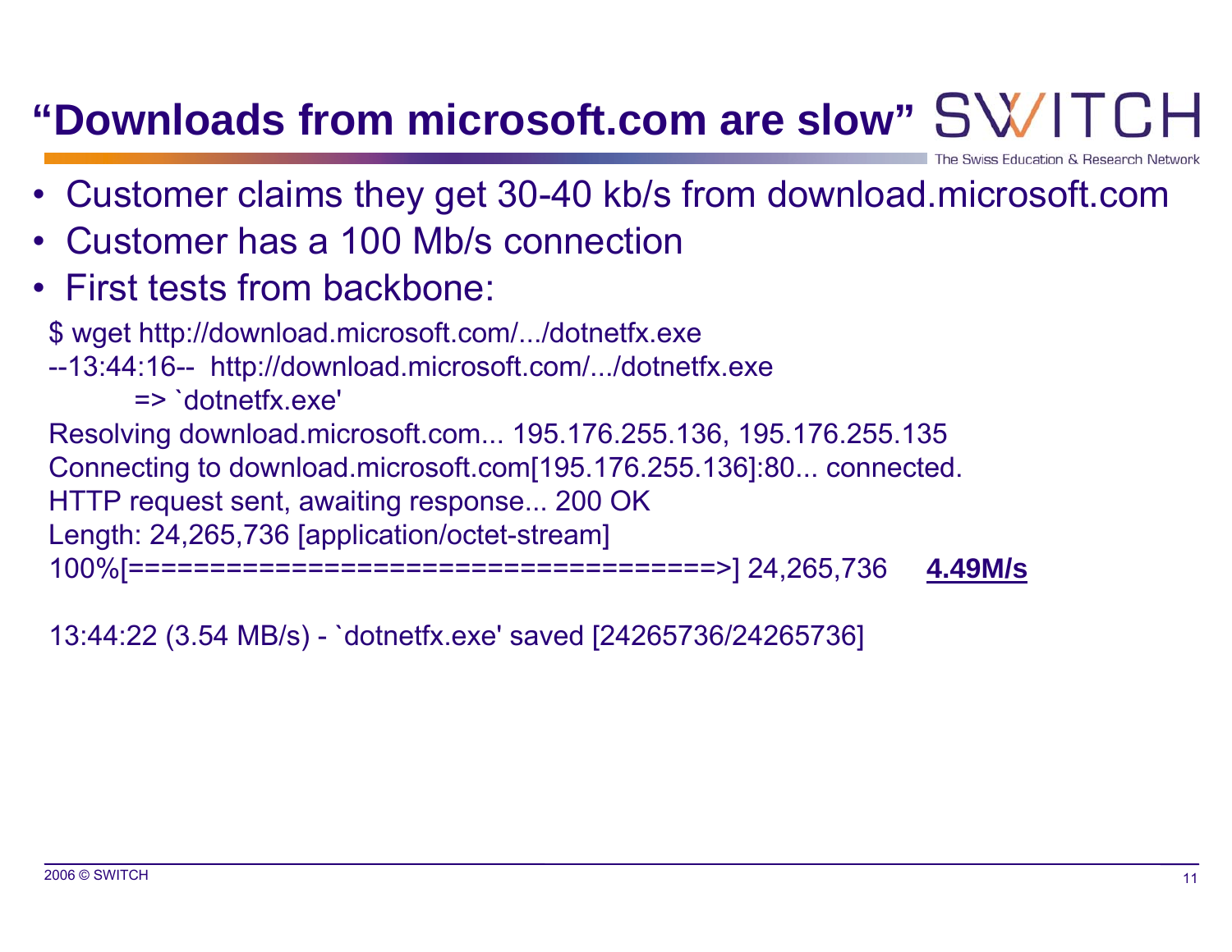# "Downloads from microsoft.com are slow"

- Customer claims they get 30-40 kb/s from download.microsoft.com
- Customer has a 100 Mb/s connection
- First tests from backbone:

```
$ wget http://download.microsoft.com/.../dotnetfx.exe
--13:44:16--  http://download.microsoft.com/.../dotnetfx.exe
           => `dotnetfx.exe'
Resolving download.microsoft.com... 195.176.255.136, 195.176.255.135
Connecting to download.microsoft.com[195.176.255.136]:80... connected.
HTTP request sent, awaiting response... 200 OK
Length: 24,265,736 [application/octet-stream]
100%[====================================>] 24,265,736     4.49M/s

13:44:22 (3.54 MB/s) - `dotnetfx.exe' saved [24265736/24265736]
```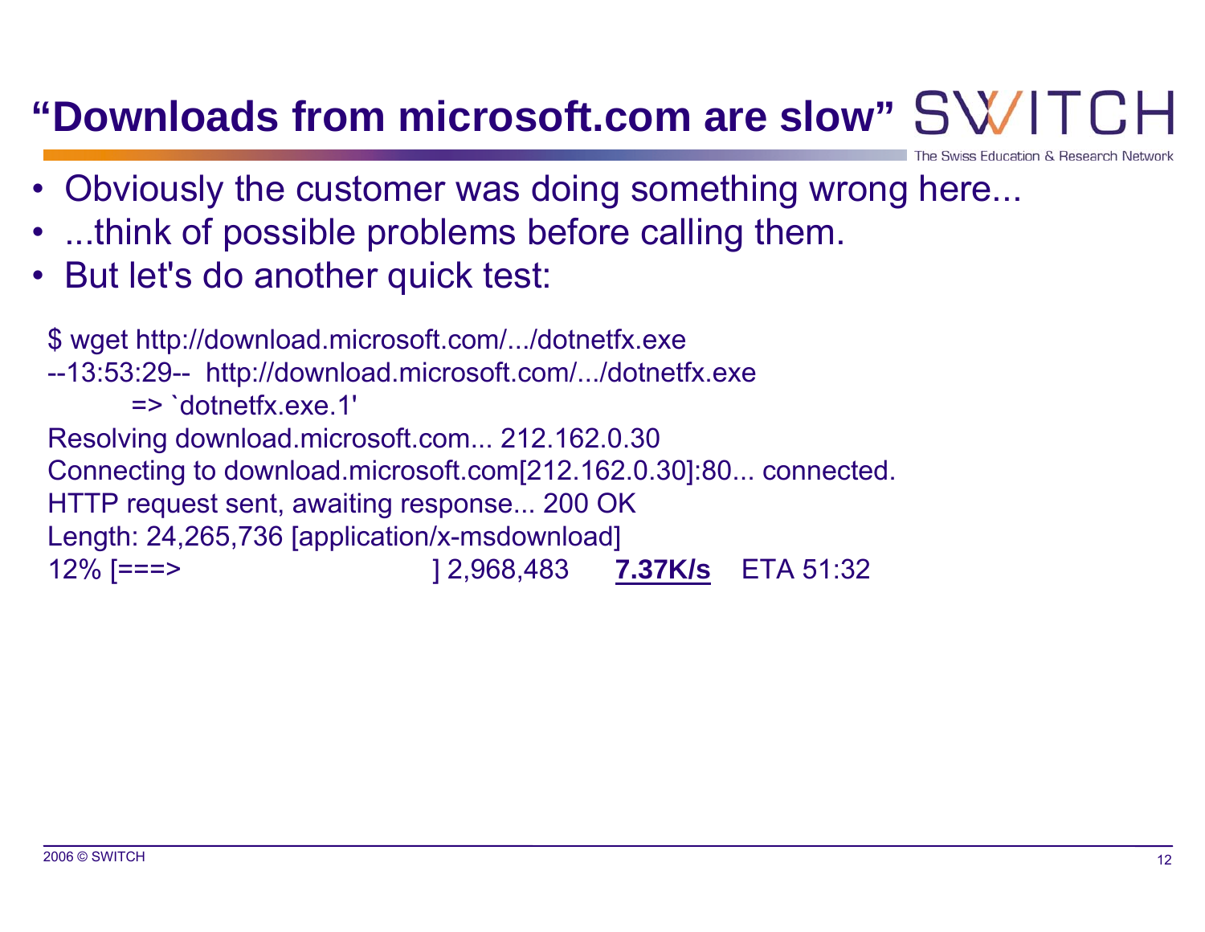# "Downloads from microsoft.com are slow"

- Obviously the customer was doing something wrong here...
- ...think of possible problems before calling them.
- But let's do another quick test:

```
$ wget http://download.microsoft.com/.../dotnetfx.exe
--13:53:29--  http://download.microsoft.com/.../dotnetfx.exe
           => `dotnetfx.exe.1'
Resolving download.microsoft.com... 212.162.0.30
Connecting to download.microsoft.com[212.162.0.30]:80... connected.
HTTP request sent, awaiting response... 200 OK
Length: 24,265,736 [application/x-msdownload]
12% [===>                         ] 2,968,483     7.37K/s    ETA 51:32
```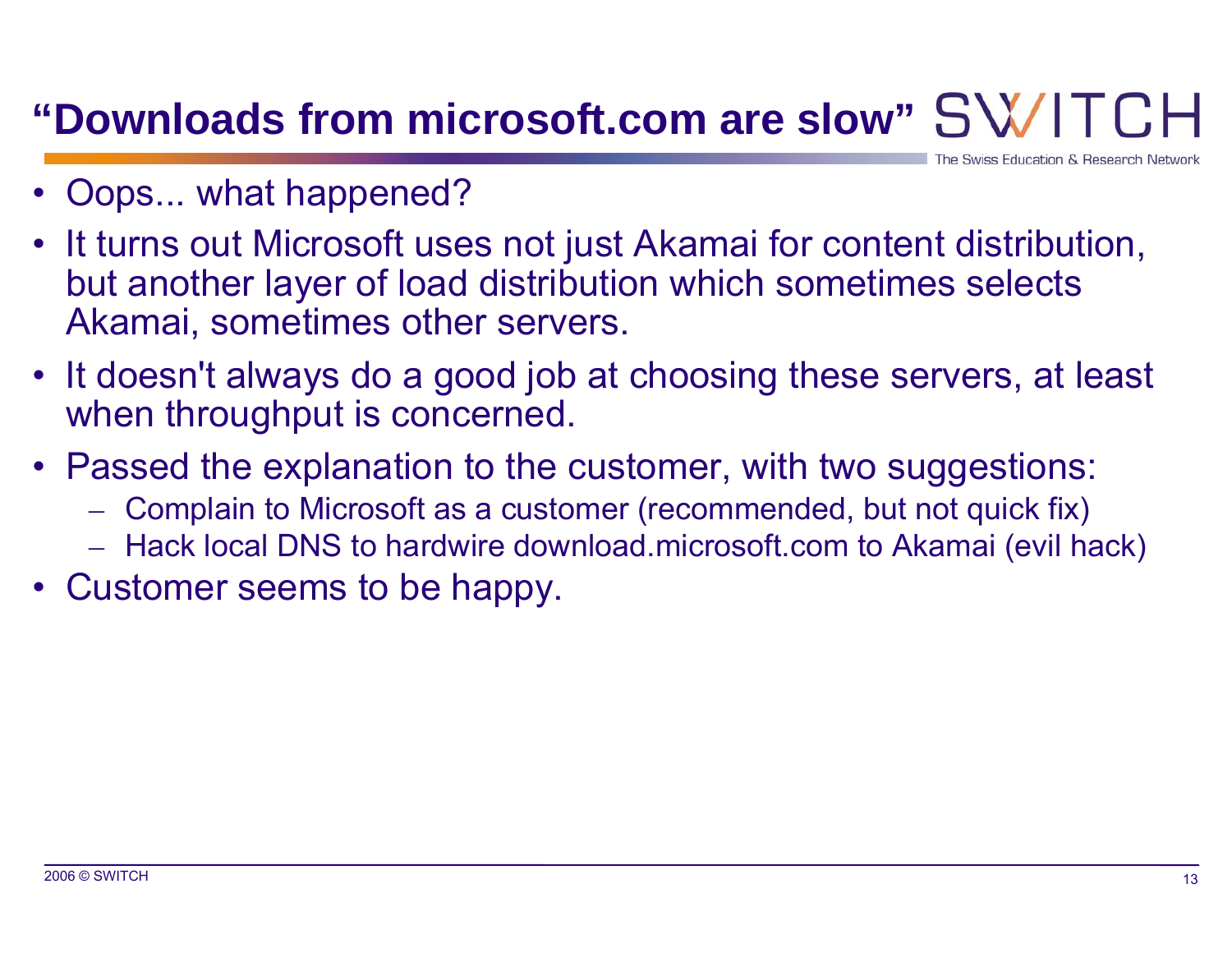# "Downloads from microsoft.com are slow"

- Oops... what happened?
- It turns out Microsoft uses not just Akamai for content distribution, but another layer of load distribution which sometimes selects Akamai, sometimes other servers.
- It doesn't always do a good job at choosing these servers, at least when throughput is concerned.
- Passed the explanation to the customer, with two suggestions:
  - Complain to Microsoft as a customer (recommended, but not quick fix)
  - Hack local DNS to hardwire download.microsoft.com to Akamai (evil hack)
- Customer seems to be happy.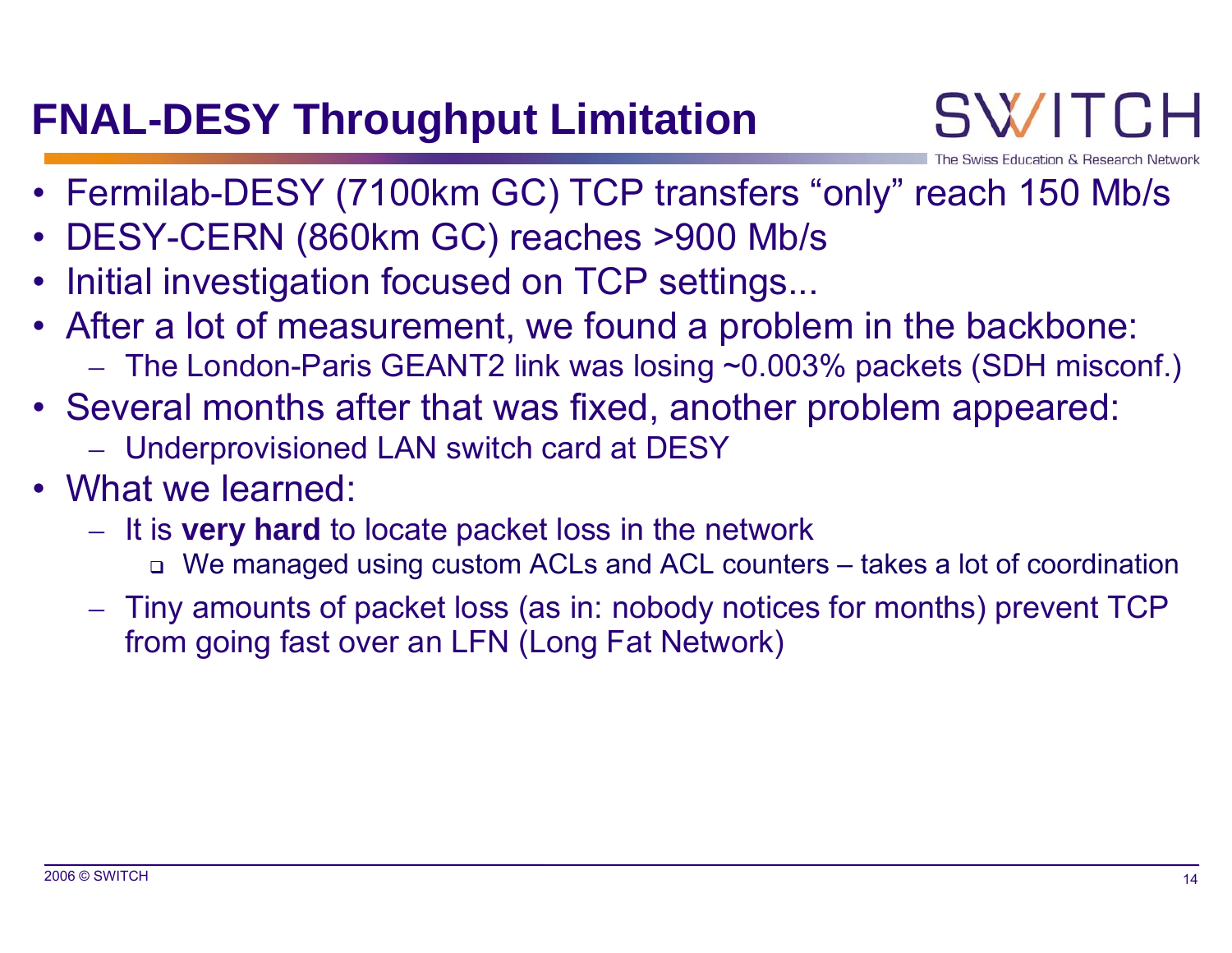# FNAL-DESY Throughput Limitation

- Fermilab-DESY (7100km GC) TCP transfers “only” reach 150 Mb/s
- DESY-CERN (860km GC) reaches >900 Mb/s
- Initial investigation focused on TCP settings...
- After a lot of measurement, we found a problem in the backbone:
  - The London-Paris GEANT2 link was losing ~0.003% packets (SDH misconf.)
- Several months after that was fixed, another problem appeared:
  - Underprovisioned LAN switch card at DESY
- What we learned:
  - It is **very hard** to locate packet loss in the network
    - We managed using custom ACLs and ACL counters – takes a lot of coordination
  - Tiny amounts of packet loss (as in: nobody notices for months) prevent TCP from going fast over an LFN (Long Fat Network)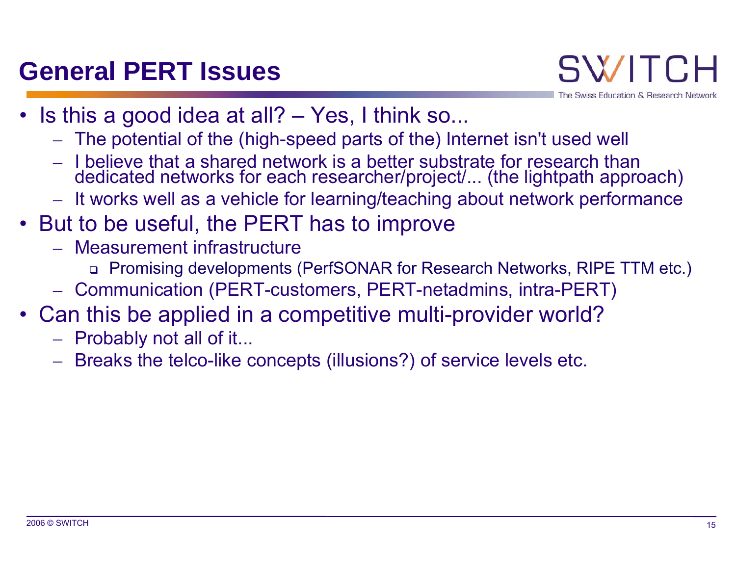# General PERT Issues

- Is this a good idea at all? – Yes, I think so...
  - The potential of the (high-speed parts of the) Internet isn't used well
  - I believe that a shared network is a better substrate for research than dedicated networks for each researcher/project/... (the lightpath approach)
  - It works well as a vehicle for learning/teaching about network performance
- But to be useful, the PERT has to improve
  - Measurement infrastructure
    - Promising developments (PerfSONAR for Research Networks, RIPE TTM etc.)
  - Communication (PERT-customers, PERT-netadmins, intra-PERT)
- Can this be applied in a competitive multi-provider world?
  - Probably not all of it...
  - Breaks the telco-like concepts (illusions?) of service levels etc.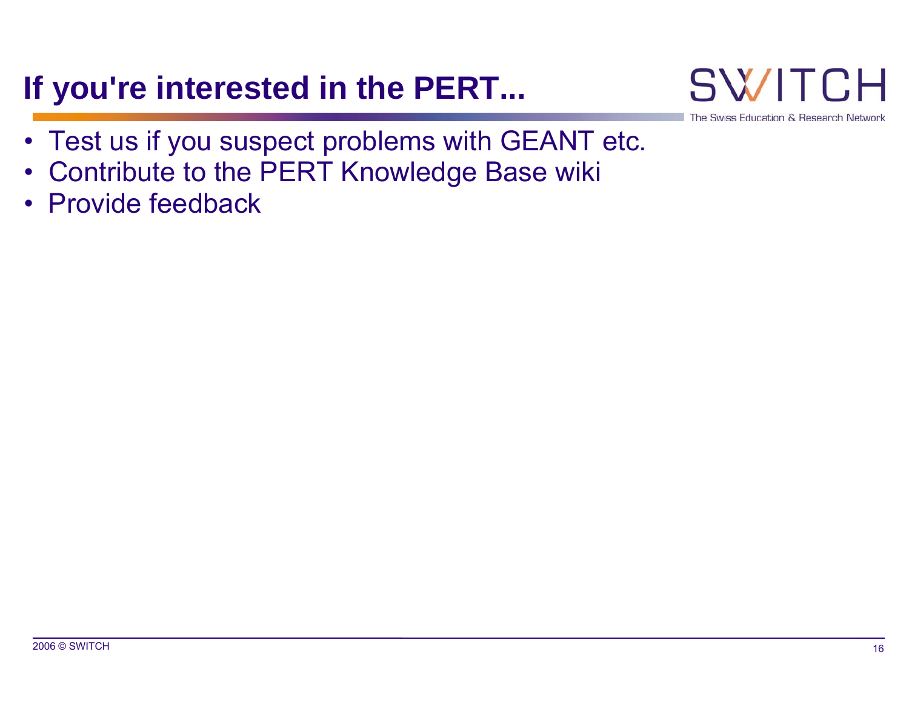# If you're interested in the PERT...

- Test us if you suspect problems with GEANT etc.
- Contribute to the PERT Knowledge Base wiki
- Provide feedback